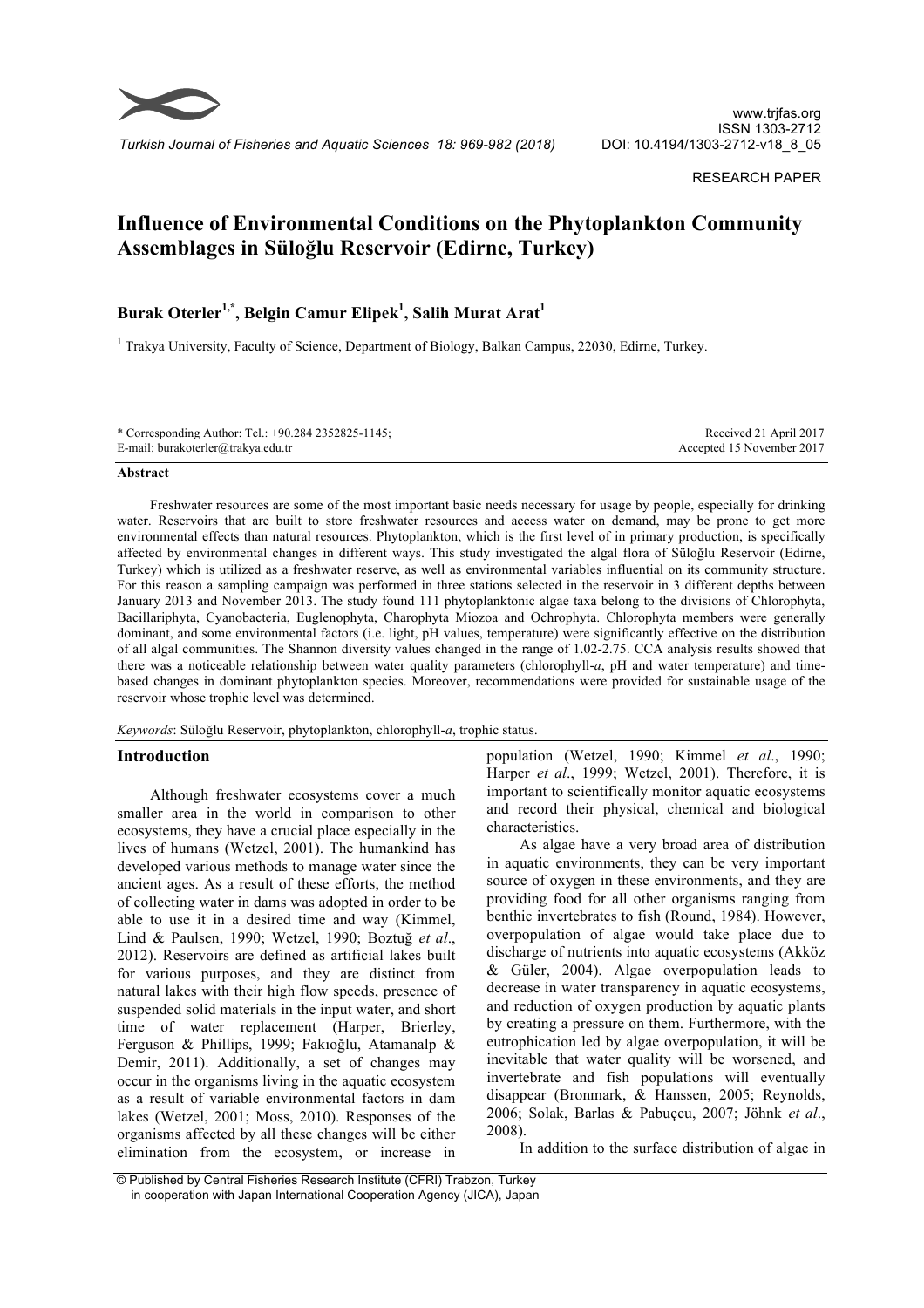RESEARCH PAPER

# Influence of Environmental Conditions on the Phytoplankton Community Assemblages in Süloğlu Reservoir (Edirne, Turkey)

**Burak Oterler[1,*], Belgin Camur Elipek[1], Salih Murat Arat[1]**

[1] Trakya University, Faculty of Science, Department of Biology, Balkan Campus, 22030, Edirne, Turkey.

\* Corresponding Author: Tel.: +90.284 2352825-1145;
E-mail: burakoterler@trakya.edu.tr

Received 21 April 2017
Accepted 15 November 2017

## Abstract

Freshwater resources are some of the most important basic needs necessary for usage by people, especially for drinking water. Reservoirs that are built to store freshwater resources and access water on demand, may be prone to get more environmental effects than natural resources. Phytoplankton, which is the first level of in primary production, is specifically affected by environmental changes in different ways. This study investigated the algal flora of Süloğlu Reservoir (Edirne, Turkey) which is utilized as a freshwater reserve, as well as environmental variables influential on its community structure. For this reason a sampling campaign was performed in three stations selected in the reservoir in 3 different depths between January 2013 and November 2013. The study found 111 phytoplanktonic algae taxa belong to the divisions of Chlorophyta, Bacillariphyta, Cyanobacteria, Euglenophyta, Charophyta Miozoa and Ochrophyta. Chlorophyta members were generally dominant, and some environmental factors (i.e. light, pH values, temperature) were significantly effective on the distribution of all algal communities. The Shannon diversity values changed in the range of 1.02-2.75. CCA analysis results showed that there was a noticeable relationship between water quality parameters (chlorophyll-*a*, pH and water temperature) and time-based changes in dominant phytoplankton species. Moreover, recommendations were provided for sustainable usage of the reservoir whose trophic level was determined.

*Keywords*: Süloğlu Reservoir, phytoplankton, chlorophyll-*a*, trophic status.

## Introduction

Although freshwater ecosystems cover a much smaller area in the world in comparison to other ecosystems, they have a crucial place especially in the lives of humans (Wetzel, 2001). The humankind has developed various methods to manage water since the ancient ages. As a result of these efforts, the method of collecting water in dams was adopted in order to be able to use it in a desired time and way (Kimmel, Lind & Paulsen, 1990; Wetzel, 1990; Boztuğ *et al*., 2012). Reservoirs are defined as artificial lakes built for various purposes, and they are distinct from natural lakes with their high flow speeds, presence of suspended solid materials in the input water, and short time of water replacement (Harper, Brierley, Ferguson & Phillips, 1999; Fakıoğlu, Atamanalp & Demir, 2011). Additionally, a set of changes may occur in the organisms living in the aquatic ecosystem as a result of variable environmental factors in dam lakes (Wetzel, 2001; Moss, 2010). Responses of the organisms affected by all these changes will be either elimination from the ecosystem, or increase in population (Wetzel, 1990; Kimmel *et al*., 1990; Harper *et al*., 1999; Wetzel, 2001). Therefore, it is important to scientifically monitor aquatic ecosystems and record their physical, chemical and biological characteristics.

As algae have a very broad area of distribution in aquatic environments, they can be very important source of oxygen in these environments, and they are providing food for all other organisms ranging from benthic invertebrates to fish (Round, 1984). However, overpopulation of algae would take place due to discharge of nutrients into aquatic ecosystems (Akköz & Güler, 2004). Algae overpopulation leads to decrease in water transparency in aquatic ecosystems, and reduction of oxygen production by aquatic plants by creating a pressure on them. Furthermore, with the eutrophication led by algae overpopulation, it will be inevitable that water quality will be worsened, and invertebrate and fish populations will eventually disappear (Bronmark, & Hanssen, 2005; Reynolds, 2006; Solak, Barlas & Pabuçcu, 2007; Jöhnk *et al*., 2008).

In addition to the surface distribution of algae in

© Published by Central Fisheries Research Institute (CFRI) Trabzon, Turkey in cooperation with Japan International Cooperation Agency (JICA), Japan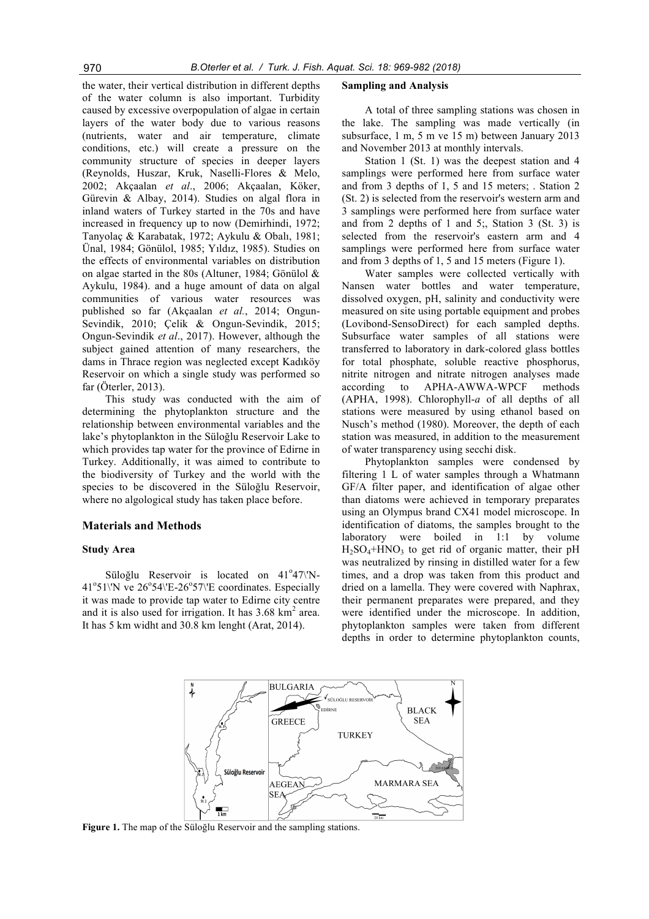the water, their vertical distribution in different depths of the water column is also important. Turbidity caused by excessive overpopulation of algae in certain layers of the water body due to various reasons (nutrients, water and air temperature, climate conditions, etc.) will create a pressure on the community structure of species in deeper layers (Reynolds, Huszar, Kruk, Naselli-Flores & Melo, 2002; Akçaalan *et al*., 2006; Akçaalan, Köker, Gürevin & Albay, 2014). Studies on algal flora in inland waters of Turkey started in the 70s and have increased in frequency up to now (Demirhindi, 1972; Tanyolaç & Karabatak, 1972; Aykulu & Obalı, 1981; Ünal, 1984; Gönülol, 1985; Yıldız, 1985). Studies on the effects of environmental variables on distribution on algae started in the 80s (Altuner, 1984; Gönülol & Aykulu, 1984). and a huge amount of data on algal communities of various water resources was published so far (Akçaalan *et al.*, 2014; Ongun-Sevindik, 2010; Çelik & Ongun-Sevindik, 2015; Ongun-Sevindik *et al*., 2017). However, although the subject gained attention of many researchers, the dams in Thrace region was neglected except Kadıköy Reservoir on which a single study was performed so far (Öterler, 2013).

This study was conducted with the aim of determining the phytoplankton structure and the relationship between environmental variables and the lake's phytoplankton in the Süloğlu Reservoir Lake to which provides tap water for the province of Edirne in Turkey. Additionally, it was aimed to contribute to the biodiversity of Turkey and the world with the species to be discovered in the Süloğlu Reservoir, where no algological study has taken place before.

## Materials and Methods

### Study Area

Süloğlu Reservoir is located on 41°47\'N-41°51\'N ve 26°54\'E-26°57\'E coordinates. Especially it was made to provide tap water to Edirne city centre and it is also used for irrigation. It has 3.68 km$^2$ area. It has 5 km widht and 30.8 km lenght (Arat, 2014).

### Sampling and Analysis

A total of three sampling stations was chosen in the lake. The sampling was made vertically (in subsurface, 1 m, 5 m ve 15 m) between January 2013 and November 2013 at monthly intervals.

Station 1 (St. 1) was the deepest station and 4 samplings were performed here from surface water and from 3 depths of 1, 5 and 15 meters; . Station 2 (St. 2) is selected from the reservoir's western arm and 3 samplings were performed here from surface water and from 2 depths of 1 and 5;, Station 3 (St. 3) is selected from the reservoir's eastern arm and 4 samplings were performed here from surface water and from 3 depths of 1, 5 and 15 meters (Figure 1).

Water samples were collected vertically with Nansen water bottles and water temperature, dissolved oxygen, pH, salinity and conductivity were measured on site using portable equipment and probes (Lovibond-SensoDirect) for each sampled depths. Subsurface water samples of all stations were transferred to laboratory in dark-colored glass bottles for total phosphate, soluble reactive phosphorus, nitrite nitrogen and nitrate nitrogen analyses made according to APHA-AWWA-WPCF methods (APHA, 1998). Chlorophyll-*a* of all depths of all stations were measured by using ethanol based on Nusch's method (1980). Moreover, the depth of each station was measured, in addition to the measurement of water transparency using secchi disk.

Phytoplankton samples were condensed by filtering 1 L of water samples through a Whatmann GF/A filter paper, and identification of algae other than diatoms were achieved in temporary preparates using an Olympus brand CX41 model microscope. In identification of diatoms, the samples brought to the laboratory were boiled in 1:1 by volume $H_2SO_4$+$HNO_3$ to get rid of organic matter, their pH was neutralized by rinsing in distilled water for a few times, and a drop was taken from this product and dried on a lamella. They were covered with Naphrax, their permanent preparates were prepared, and they were identified under the microscope. In addition, phytoplankton samples were taken from different depths in order to determine phytoplankton counts,

**Figure 1.** The map of the Süloğlu Reservoir and the sampling stations.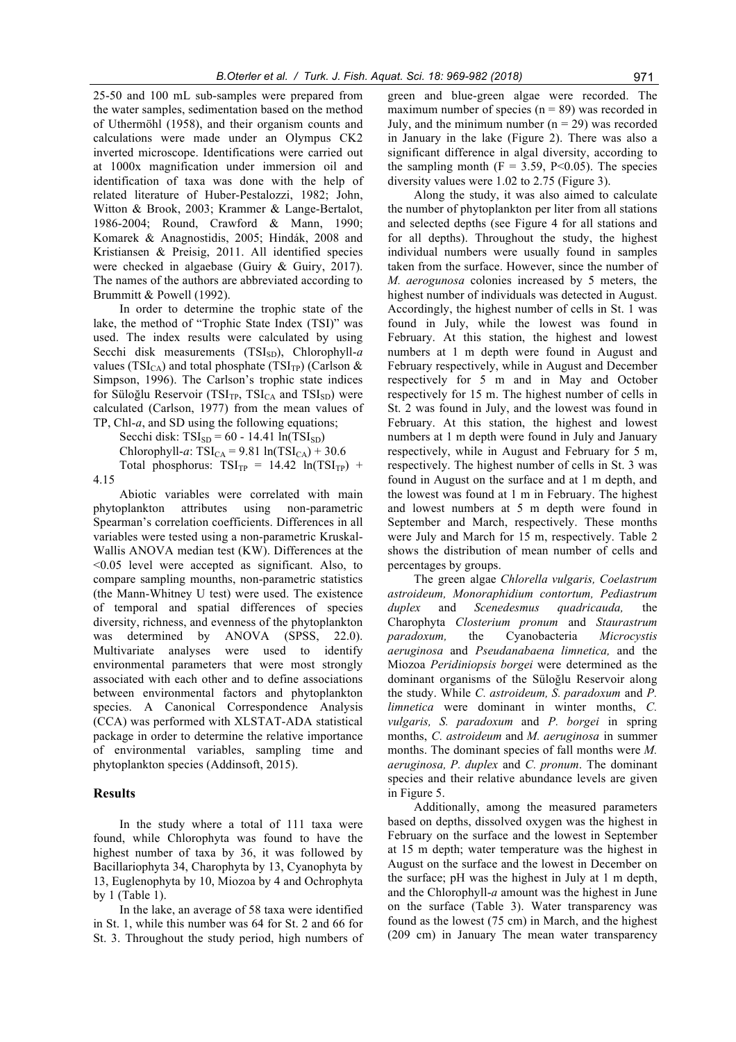25-50 and 100 mL sub-samples were prepared from the water samples, sedimentation based on the method of Uthermöhl (1958), and their organism counts and calculations were made under an Olympus CK2 inverted microscope. Identifications were carried out at 1000x magnification under immersion oil and identification of taxa was done with the help of related literature of Huber-Pestalozzi, 1982; John, Witton & Brook, 2003; Krammer & Lange-Bertalot, 1986-2004; Round, Crawford & Mann, 1990; Komarek & Anagnostidis, 2005; Hindák, 2008 and Kristiansen & Preisig, 2011. All identified species were checked in algaebase (Guiry & Guiry, 2017). The names of the authors are abbreviated according to Brummitt & Powell (1992).

In order to determine the trophic state of the lake, the method of "Trophic State Index (TSI)" was used. The index results were calculated by using Secchi disk measurements ($TSI_{SD}$), Chlorophyll-*a* values ($TSI_{CA}$) and total phosphate ($TSI_{TP}$) (Carlson & Simpson, 1996). The Carlson's trophic state indices for Süloğlu Reservoir ($TSI_{TP}$, $TSI_{CA}$ and $TSI_{SD}$) were calculated (Carlson, 1977) from the mean values of TP, Chl-*a*, and SD using the following equations;

Secchi disk: $TSI_{SD} = 60 - 14.41 \ln(TSI_{SD})$

Chlorophyll-*a*: $TSI_{CA} = 9.81 \ln(TSI_{CA}) + 30.6$

Total phosphorus: $TSI_{TP} = 14.42 \ln(TSI_{TP}) + 4.15$

Abiotic variables were correlated with main phytoplankton attributes using non-parametric Spearman's correlation coefficients. Differences in all variables were tested using a non-parametric Kruskal-Wallis ANOVA median test (KW). Differences at the <0.05 level were accepted as significant. Also, to compare sampling mounths, non-parametric statistics (the Mann-Whitney U test) were used. The existence of temporal and spatial differences of species diversity, richness, and evenness of the phytoplankton was determined by ANOVA (SPSS, 22.0). Multivariate analyses were used to identify environmental parameters that were most strongly associated with each other and to define associations between environmental factors and phytoplankton species. A Canonical Correspondence Analysis (CCA) was performed with XLSTAT-ADA statistical package in order to determine the relative importance of environmental variables, sampling time and phytoplankton species (Addinsoft, 2015).

## Results

In the study where a total of 111 taxa were found, while Chlorophyta was found to have the highest number of taxa by 36, it was followed by Bacillariophyta 34, Charophyta by 13, Cyanophyta by 13, Euglenophyta by 10, Miozoa by 4 and Ochrophyta by 1 (Table 1).

In the lake, an average of 58 taxa were identified in St. 1, while this number was 64 for St. 2 and 66 for St. 3. Throughout the study period, high numbers of green and blue-green algae were recorded. The maximum number of species (n = 89) was recorded in July, and the minimum number (n = 29) was recorded in January in the lake (Figure 2). There was also a significant difference in algal diversity, according to the sampling month ($F = 3.59$, $P<0.05$). The species diversity values were 1.02 to 2.75 (Figure 3).

Along the study, it was also aimed to calculate the number of phytoplankton per liter from all stations and selected depths (see Figure 4 for all stations and for all depths). Throughout the study, the highest individual numbers were usually found in samples taken from the surface. However, since the number of *M. aerogunosa* colonies increased by 5 meters, the highest number of individuals was detected in August. Accordingly, the highest number of cells in St. 1 was found in July, while the lowest was found in February. At this station, the highest and lowest numbers at 1 m depth were found in August and February respectively, while in August and December respectively for 5 m and in May and October respectively for 15 m. The highest number of cells in St. 2 was found in July, and the lowest was found in February. At this station, the highest and lowest numbers at 1 m depth were found in July and January respectively, while in August and February for 5 m, respectively. The highest number of cells in St. 3 was found in August on the surface and at 1 m depth, and the lowest was found at 1 m in February. The highest and lowest numbers at 5 m depth were found in September and March, respectively. These months were July and March for 15 m, respectively. Table 2 shows the distribution of mean number of cells and percentages by groups.

The green algae *Chlorella vulgaris, Coelastrum astroideum, Monoraphidium contortum, Pediastrum duplex* and *Scenedesmus quadricauda,* the Charophyta *Closterium pronum* and *Staurastrum paradoxum,* the Cyanobacteria *Microcystis aeruginosa* and *Pseudanabaena limnetica,* and the Miozoa *Peridiniopsis borgei* were determined as the dominant organisms of the Süloğlu Reservoir along the study. While *C. astroideum, S. paradoxum* and *P. limnetica* were dominant in winter months, *C. vulgaris, S. paradoxum* and *P. borgei* in spring months, *C. astroideum* and *M. aeruginosa* in summer months. The dominant species of fall months were *M. aeruginosa, P. duplex* and *C. pronum*. The dominant species and their relative abundance levels are given in Figure 5.

Additionally, among the measured parameters based on depths, dissolved oxygen was the highest in February on the surface and the lowest in September at 15 m depth; water temperature was the highest in August on the surface and the lowest in December on the surface; pH was the highest in July at 1 m depth, and the Chlorophyll-*a* amount was the highest in June on the surface (Table 3). Water transparency was found as the lowest (75 cm) in March, and the highest (209 cm) in January The mean water transparency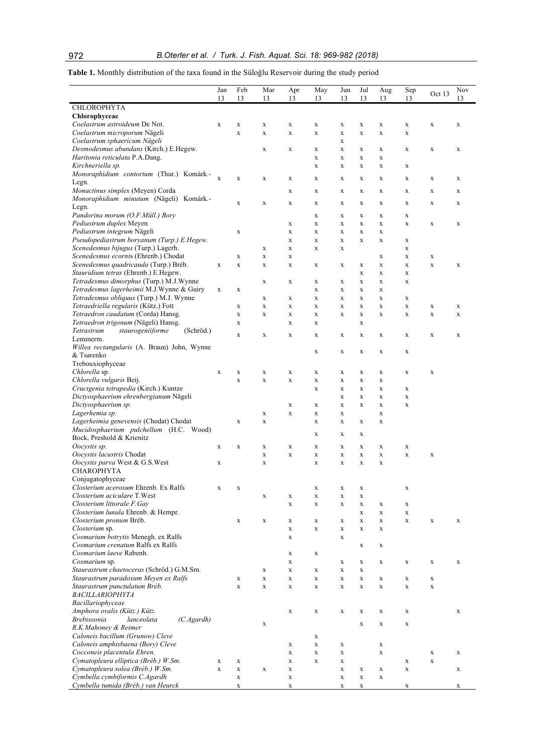**Table 1.** Monthly distribution of the taxa found in the Süloğlu Reservoir during the study period

| | Jan 13 | Feb 13 | Mar 13 | Apr 13 | May 13 | Jun 13 | Jul 13 | Aug 13 | Sep 13 | Oct 13 | Nov 13 |
|---|---|---|---|---|---|---|---|---|---|---|---|
| CHLOROPHYTA | | | | | | | | | | | |
| **Chlorophyceae** | | | | | | | | | | | |
| *Coelastrum astroideum* De Not. | x | x | x | x | x | x | x | x | x | x | x |
| *Coelastrum microporum* Nägeli | | x | x | x | x | x | x | x | x | | |
| *Coelastrum sphaericum Nägeli* | | | | | | x | | | | | |
| *Desmodesmus abundans* (Kirch.) E.Hegew. | | | x | x | x | x | x | x | x | x | x |
| *Haritonia reticulata* P.A.Dang. | | | | | x | x | x | x | | | |
| *Kirchneriella sp.* | | | | | x | x | x | x | x | | |
| *Monoraphidium contortum* (Thur.) Komárk.-Legn. | x | x | x | x | x | x | x | x | x | x | x |
| *Monactinus simplex* (Meyen) Corda | | | | x | x | x | x | x | x | x | x |
| *Monoraphidium minutum* (Nägeli) Komárk.-Legn. | | x | x | x | x | x | x | x | x | x | x |
| *Pandorina morum (O.F.Müll.) Bory* | | | | | x | x | x | x | x | | |
| *Pediastrum duplex* Meyen | | | | x | x | x | x | x | x | x | x |
| *Pediastrum integrum* Nägeli | | x | | x | x | x | x | x | | | |
| *Pseudopediastrum boryanum (Turp.) E.Hegew.* | | | | x | x | x | x | x | x | | |
| *Scenedesmus bijugus* (Turp.) Lagerh. | | | x | x | x | x | | | x | | |
| *Scenedesmus ecornis* (Ehrenb.) Chodat | | x | x | x | | | | x | x | x | |
| *Scenedesmus quadricauda* (Turp.) Bréb. | x | x | x | x | x | x | x | x | x | x | x |
| *Stauridium tetras* (Ehrenb.) E.Hegew. | | | | | | | x | x | x | | |
| *Tetradesmus dimorphus* (Turp.) M.J.Wynne | | | x | x | x | x | x | x | x | | |
| *Tetradesmus lagerheimii* M.J.Wynne & Guiry | x | x | | | x | x | x | x | | | |
| *Tetradesmus obliquus* (Turp.) M.J. Wynne | | | x | x | x | x | x | x | x | | |
| *Tetraedriella regularis* (Kütz.) Fott | | x | x | x | x | x | x | x | x | x | x |
| *Tetraedron caudatum* (Corda) Hansg. | | x | x | x | x | x | x | x | x | x | x |
| *Tetraedron trigonum* (Nägeli) Hansg. | | x | | x | x | | x | | | | |
| *Tetrastrum staurogeniiforme* (Schröd.) Lemmerm. | | x | x | x | x | x | x | x | x | x | x |
| *Willea rectangularis* (A. Braun) John, Wynne & Tsarenko | | | | | x | x | x | x | x | | |
| Trebouxiophyceae | | | | | | | | | | | |
| *Chlorella* sp. | x | x | x | x | x | x | x | x | x | x | |
| *Chlorella vulgaris* Beij. | | x | x | x | x | x | x | x | | | |
| *Crucigenia tetrapedia* (Kirch.) Kuntze | | | | | x | x | x | x | x | | |
| *Dictyosphaerium ehrenbergianum* Nägeli | | | | | | x | x | x | x | | |
| *Dictyosphaerium sp.* | | | | x | x | x | x | x | x | | |
| *Lagerhemia sp.* | | | x | x | x | x | | x | | | |
| *Lagerheimia genevensis* (Chodat) Chodat | | x | x | | x | x | x | x | | | |
| *Mucidosphaerium pulchellum* (H.C. Wood) Bock, Preshold & Krienitz | | | | | x | x | x | | | | |
| *Oocystis sp.* | x | x | x | x | x | x | x | x | x | | |
| *Oocystis lacustris* Chodat | | | x | x | x | x | x | x | x | x | |
| *Oocystis parva* West & G.S.West | x | | x | | x | x | x | x | | | |
| CHAROPHYTA | | | | | | | | | | | |
| Conjugatophyceae | | | | | | | | | | | |
| *Closterium acerosum* Ehrenb. Ex Ralfs | x | x | | | x | x | x | | x | | |
| *Closterium aciculare* T.West | | | x | x | x | x | x | | | | |
| *Closterium littorale F.Gay* | | | | x | x | x | x | x | x | | |
| *Closterium lunula* Ehrenb. & Hempr. | | | | | | | x | x | x | | |
| *Closterium pronum* Bréb. | | x | x | x | x | x | x | x | x | x | x |
| *Closterium* sp. | | | | x | x | x | x | x | | | |
| *Cosmarium botrytis* Menegh. ex Ralfs | | | | x | | x | | | | | |
| *Cosmarium crenatum* Ralfs ex Ralfs | | | | | | | x | x | | | |
| *Cosmarium laeve* Rabenh. | | | | x | x | | | | | | |
| *Cosmarium* sp. | | | | x | | x | x | x | x | x | x |
| *Staurastrum chaetoceras* (Schröd.) G.M.Sm. | | | x | x | x | x | x | | | | |
| *Staurastrum paradoxum Meyen ex Ralfs* | | x | x | x | x | x | x | x | x | x | |
| *Staurastrum punctulatum Bréb.* | | x | x | x | x | x | x | x | x | x | |
| *BACILLARIOPHYTA* | | | | | | | | | | | |
| *Bacillariophyceae* | | | | | | | | | | | |
| *Amphora ovalis (Kütz.) Kütz.* | | | | x | x | x | x | x | x | | x |
| *Brebissonia lanceolata (C.Agardh) R.K.Mahoney & Reimer* | | | x | | | | x | x | x | | |
| *Caloneis bacillum (Grunow) Cleve* | | | | | x | | | | | | |
| *Caloneis amphisbaena (Bory) Cleve* | | | | x | x | x | | x | | | |
| *Cocconeis placentula Ehren.* | | | | x | x | x | | x | | x | x |
| *Cymatopleura elliptica (Bréb.) W.Sm.* | x | x | | x | x | x | | | x | x | |
| *Cymatopleura solea (Bréb.) W.Sm.* | x | x | x | x | | x | x | x | x | | x |
| *Cymbella cymbiformis C.Agardh* | | x | | x | | x | x | x | | | |
| *Cymbella tumida (Bréb.) van Heurck* | | x | | x | | x | x | | x | | x |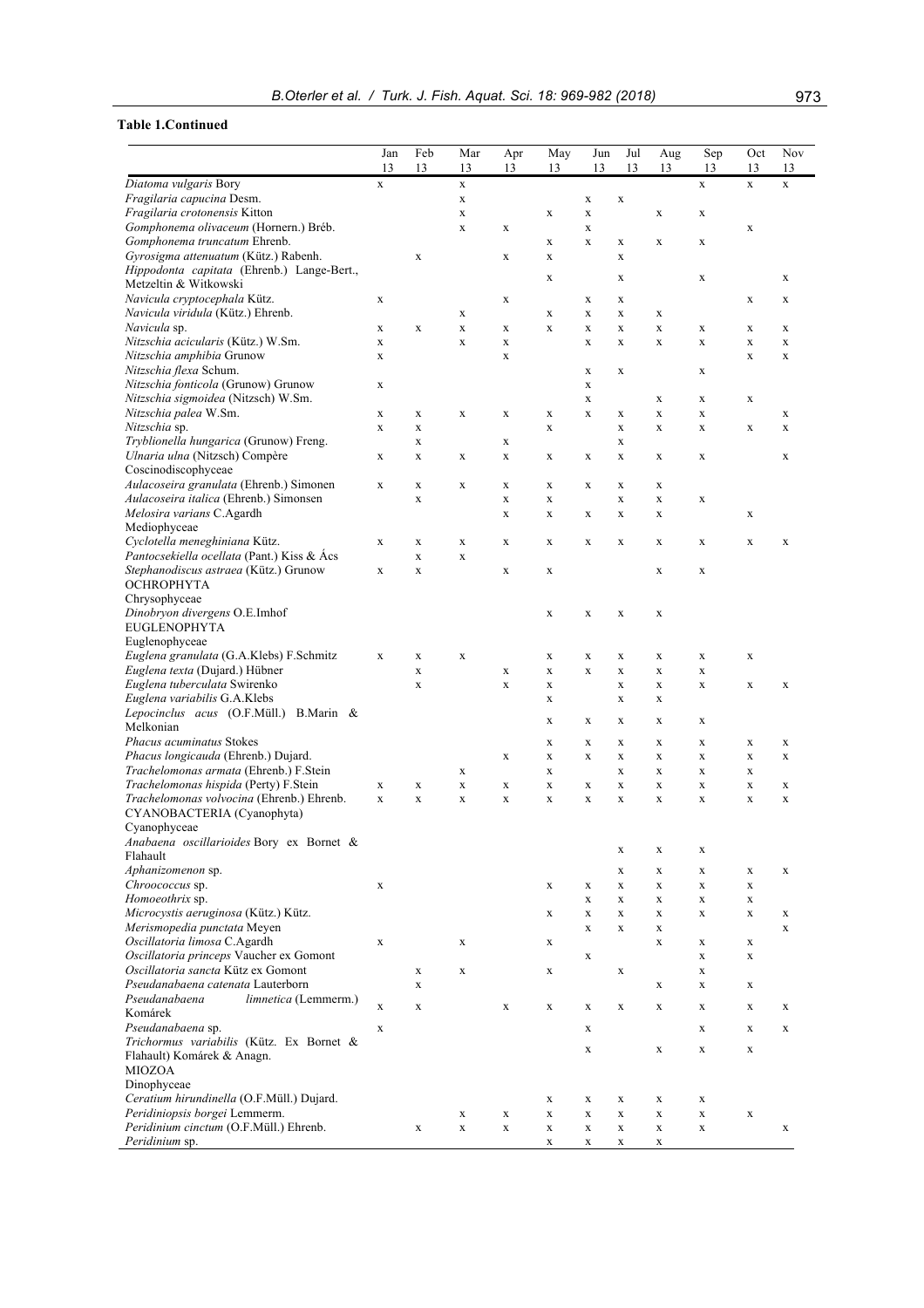**Table 1.Continued**

| | Jan 13 | Feb 13 | Mar 13 | Apr 13 | May 13 | Jun 13 | Jul 13 | Aug 13 | Sep 13 | Oct 13 | Nov 13 |
|---|---|---|---|---|---|---|---|---|---|---|---|
| *Diatoma vulgaris* Bory | x | | x | | | | | | x | x | x |
| *Fragilaria capucina* Desm. | | | x | | | x | x | | | | |
| *Fragilaria crotonensis* Kitton | | | x | | x | x | | x | x | | |
| *Gomphonema olivaceum* (Hornern.) Bréb. | | | x | x | | x | | | | x | |
| *Gomphonema truncatum* Ehrenb. | | | | | x | x | x | x | x | | |
| *Gyrosigma attenuatum* (Kütz.) Rabenh. | | x | | x | x | | x | | | | |
| *Hippodonta capitata* (Ehrenb.) Lange-Bert., Metzeltin & Witkowski | | | | | x | | x | | x | | x |
| *Navicula cryptocephala* Kütz. | x | | | x | | x | x | | | x | x |
| *Navicula viridula* (Kütz.) Ehrenb. | | | x | | x | x | x | x | | | |
| *Navicula* sp. | x | x | x | x | x | x | x | x | x | x | x |
| *Nitzschia acicularis* (Kütz.) W.Sm. | x | | x | x | | x | x | x | x | x | x |
| *Nitzschia amphibia* Grunow | x | | | x | | | | | | x | x |
| *Nitzschia flexa* Schum. | | | | | | x | x | | x | | |
| *Nitzschia fonticola* (Grunow) Grunow | x | | | | | x | | | | | |
| *Nitzschia sigmoidea* (Nitzsch) W.Sm. | | | | | | x | | x | x | x | |
| *Nitzschia palea* W.Sm. | x | x | x | x | x | x | x | x | x | | x |
| *Nitzschia* sp. | x | x | | | x | | x | x | x | x | x |
| *Tryblionella hungarica* (Grunow) Freng. | | x | | x | | | x | | | | |
| *Ulnaria ulna* (Nitzsch) Compère | x | x | x | x | x | x | x | x | x | | x |
| Coscinodiscophyceae | | | | | | | | | | | |
| *Aulacoseira granulata* (Ehrenb.) Simonen | x | x | x | x | x | x | x | x | | | |
| *Aulacoseira italica* (Ehrenb.) Simonsen | | x | | x | x | | x | x | x | | |
| *Melosira varians* C.Agardh | | | | x | x | x | x | x | | x | |
| Mediophyceae | | | | | | | | | | | |
| *Cyclotella meneghiniana* Kütz. | x | x | x | x | x | x | x | x | x | x | x |
| *Pantocsekiella ocellata* (Pant.) Kiss & Ács | | x | x | | | | | | | | |
| *Stephanodiscus astraea* (Kütz.) Grunow | x | x | | x | x | | | x | x | | |
| OCHROPHYTA | | | | | | | | | | | |
| Chrysophyceae | | | | | | | | | | | |
| *Dinobryon divergens* O.E.Imhof | | | | | x | x | x | x | | | |
| EUGLENOPHYTA | | | | | | | | | | | |
| Euglenophyceae | | | | | | | | | | | |
| *Euglena granulata* (G.A.Klebs) F.Schmitz | x | x | x | | x | x | x | x | x | x | |
| *Euglena texta* (Dujard.) Hübner | | x | | x | x | x | x | x | x | | |
| *Euglena tuberculata* Swirenko | | x | | x | x | | x | x | x | x | x |
| *Euglena variabilis* G.A.Klebs | | | | | x | | x | x | | | |
| *Lepocinclus acus* (O.F.Müll.) B.Marin & Melkonian | | | | | x | x | x | x | x | | |
| *Phacus acuminatus* Stokes | | | | | x | x | x | x | x | x | x |
| *Phacus longicauda* (Ehrenb.) Dujard. | | | | x | x | x | x | x | x | x | x |
| *Trachelomonas armata* (Ehrenb.) F.Stein | | | x | | x | | x | x | x | x | |
| *Trachelomonas hispida* (Perty) F.Stein | x | x | x | x | x | x | x | x | x | x | x |
| *Trachelomonas volvocina* (Ehrenb.) Ehrenb. | x | x | x | x | x | x | x | x | x | x | x |
| CYANOBACTERIA (Cyanophyta) | | | | | | | | | | | |
| Cyanophyceae | | | | | | | | | | | |
| *Anabaena oscillarioides* Bory ex Bornet & Flahault | | | | | | | x | x | x | | |
| *Aphanizomenon* sp. | | | | | | | x | x | x | x | x |
| *Chroococcus* sp. | x | | | | x | x | x | x | x | x | |
| *Homoeothrix* sp. | | | | | | x | x | x | x | x | |
| *Microcystis aeruginosa* (Kütz.) Kütz. | | | | | x | x | x | x | x | x | x |
| *Merismopedia punctata* Meyen | | | | | | x | x | x | | | x |
| *Oscillatoria limosa* C.Agardh | x | | x | | x | | | x | x | x | |
| *Oscillatoria princeps* Vaucher ex Gomont | | | | | | x | | | x | x | |
| *Oscillatoria sancta* Kütz ex Gomont | | x | x | | x | | x | | x | | |
| *Pseudanabaena catenata* Lauterborn | | x | | | | | | x | x | x | |
| *Pseudanabaena limnetica* (Lemmerm.) Komárek | x | x | | x | x | x | x | x | x | x | x |
| *Pseudanabaena* sp. | x | | | | | x | | | x | x | x |
| *Trichormus variabilis* (Kütz. Ex Bornet & Flahault) Komárek & Anagn. | | | | | | x | | x | x | x | |
| MIOZOA | | | | | | | | | | | |
| Dinophyceae | | | | | | | | | | | |
| *Ceratium hirundinella* (O.F.Müll.) Dujard. | | | | | x | x | x | x | x | | |
| *Peridiniopsis borgei* Lemmerm. | | | x | x | x | x | x | x | x | x | |
| *Peridinium cinctum* (O.F.Müll.) Ehrenb. | | x | x | x | x | x | x | x | x | | x |
| *Peridinium* sp. | | | | | x | x | x | x | | | |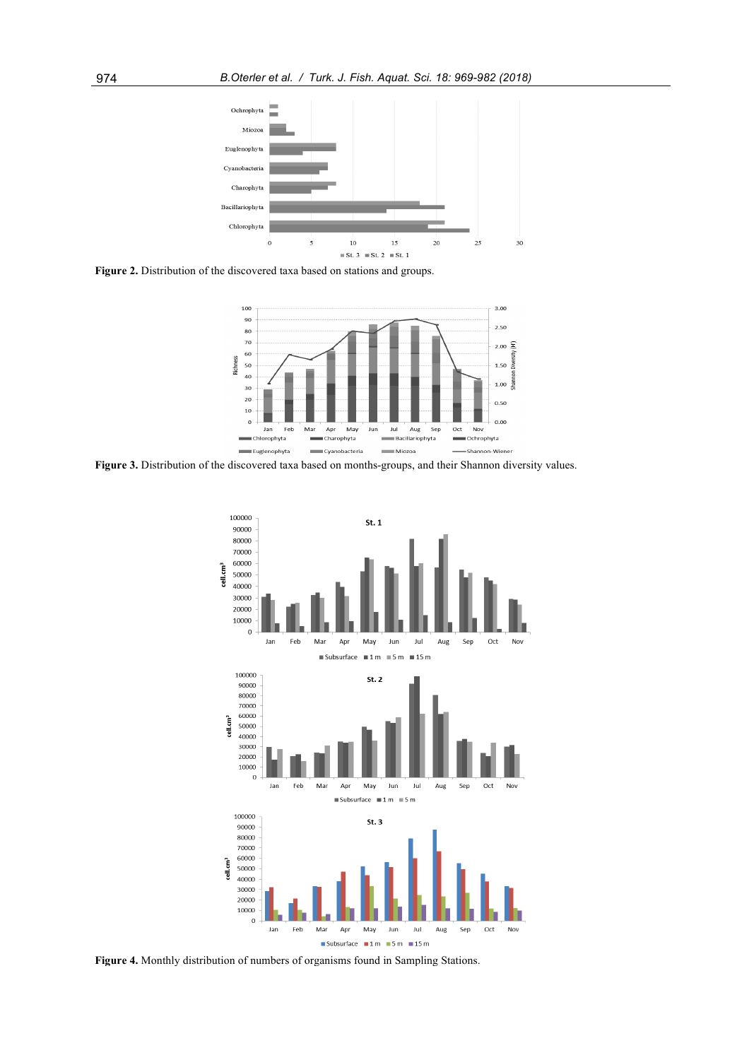Figure 2. Distribution of the discovered taxa based on stations and groups.

Figure 3. Distribution of the discovered taxa based on months-groups, and their Shannon diversity values.

Figure 4. Monthly distribution of numbers of organisms found in Sampling Stations.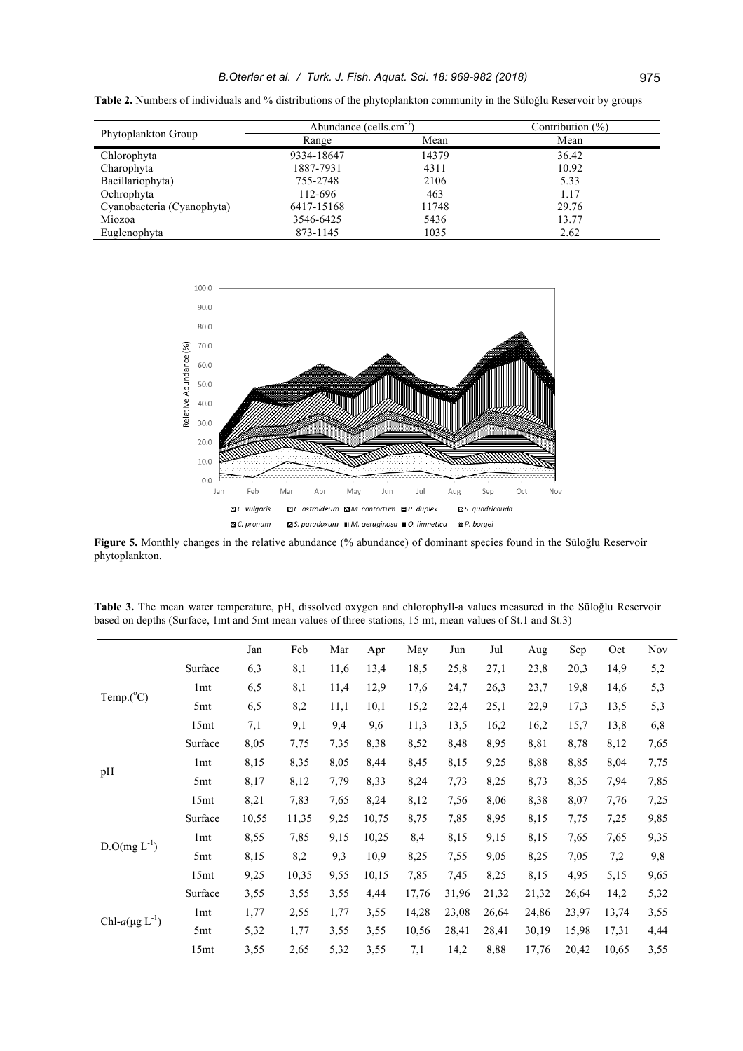**Table 2.** Numbers of individuals and % distributions of the phytoplankton community in the Süloğlu Reservoir by groups

| Phytoplankton Group | Abundance (cells.cm$^{-3}$) | | Contribution (%) |
|---|---|---|---|
| | Range | Mean | Mean |
| Chlorophyta | 9334-18647 | 14379 | 36.42 |
| Charophyta | 1887-7931 | 4311 | 10.92 |
| Bacillariophyta) | 755-2748 | 2106 | 5.33 |
| Ochrophyta | 112-696 | 463 | 1.17 |
| Cyanobacteria (Cyanophyta) | 6417-15168 | 11748 | 29.76 |
| Miozoa | 3546-6425 | 5436 | 13.77 |
| Euglenophyta | 873-1145 | 1035 | 2.62 |

**Figure 5.** Monthly changes in the relative abundance (% abundance) of dominant species found in the Süloğlu Reservoir phytoplankton.

**Table 3.** The mean water temperature, pH, dissolved oxygen and chlorophyll-a values measured in the Süloğlu Reservoir based on depths (Surface, 1mt and 5mt mean values of three stations, 15 mt, mean values of St.1 and St.3)

| | | Jan | Feb | Mar | Apr | May | Jun | Jul | Aug | Sep | Oct | Nov |
|---|---|---|---|---|---|---|---|---|---|---|---|---|
| Temp.($^{o}$C) | Surface | 6,3 | 8,1 | 11,6 | 13,4 | 18,5 | 25,8 | 27,1 | 23,8 | 20,3 | 14,9 | 5,2 |
| | 1mt | 6,5 | 8,1 | 11,4 | 12,9 | 17,6 | 24,7 | 26,3 | 23,7 | 19,8 | 14,6 | 5,3 |
| | 5mt | 6,5 | 8,2 | 11,1 | 10,1 | 15,2 | 22,4 | 25,1 | 22,9 | 17,3 | 13,5 | 5,3 |
| | 15mt | 7,1 | 9,1 | 9,4 | 9,6 | 11,3 | 13,5 | 16,2 | 16,2 | 15,7 | 13,8 | 6,8 |
| pH | Surface | 8,05 | 7,75 | 7,35 | 8,38 | 8,52 | 8,48 | 8,95 | 8,81 | 8,78 | 8,12 | 7,65 |
| | 1mt | 8,15 | 8,35 | 8,05 | 8,44 | 8,45 | 8,15 | 9,25 | 8,88 | 8,85 | 8,04 | 7,75 |
| | 5mt | 8,17 | 8,12 | 7,79 | 8,33 | 8,24 | 7,73 | 8,25 | 8,73 | 8,35 | 7,94 | 7,85 |
| | 15mt | 8,21 | 7,83 | 7,65 | 8,24 | 8,12 | 7,56 | 8,06 | 8,38 | 8,07 | 7,76 | 7,25 |
| D.O(mg L$^{-1}$) | Surface | 10,55 | 11,35 | 9,25 | 10,75 | 8,75 | 7,85 | 8,95 | 8,15 | 7,75 | 7,25 | 9,85 |
| | 1mt | 8,55 | 7,85 | 9,15 | 10,25 | 8,4 | 8,15 | 9,15 | 8,15 | 7,65 | 7,65 | 9,35 |
| | 5mt | 8,15 | 8,2 | 9,3 | 10,9 | 8,25 | 7,55 | 9,05 | 8,25 | 7,05 | 7,2 | 9,8 |
| | 15mt | 9,25 | 10,35 | 9,55 | 10,15 | 7,85 | 7,45 | 8,25 | 8,15 | 4,95 | 5,15 | 9,65 |
| Chl-*a*(μg L$^{-1}$) | Surface | 3,55 | 3,55 | 3,55 | 4,44 | 17,76 | 31,96 | 21,32 | 21,32 | 26,64 | 14,2 | 5,32 |
| | 1mt | 1,77 | 2,55 | 1,77 | 3,55 | 14,28 | 23,08 | 26,64 | 24,86 | 23,97 | 13,74 | 3,55 |
| | 5mt | 5,32 | 1,77 | 3,55 | 3,55 | 10,56 | 28,41 | 28,41 | 30,19 | 15,98 | 17,31 | 4,44 |
| | 15mt | 3,55 | 2,65 | 5,32 | 3,55 | 7,1 | 14,2 | 8,88 | 17,76 | 20,42 | 10,65 | 3,55 |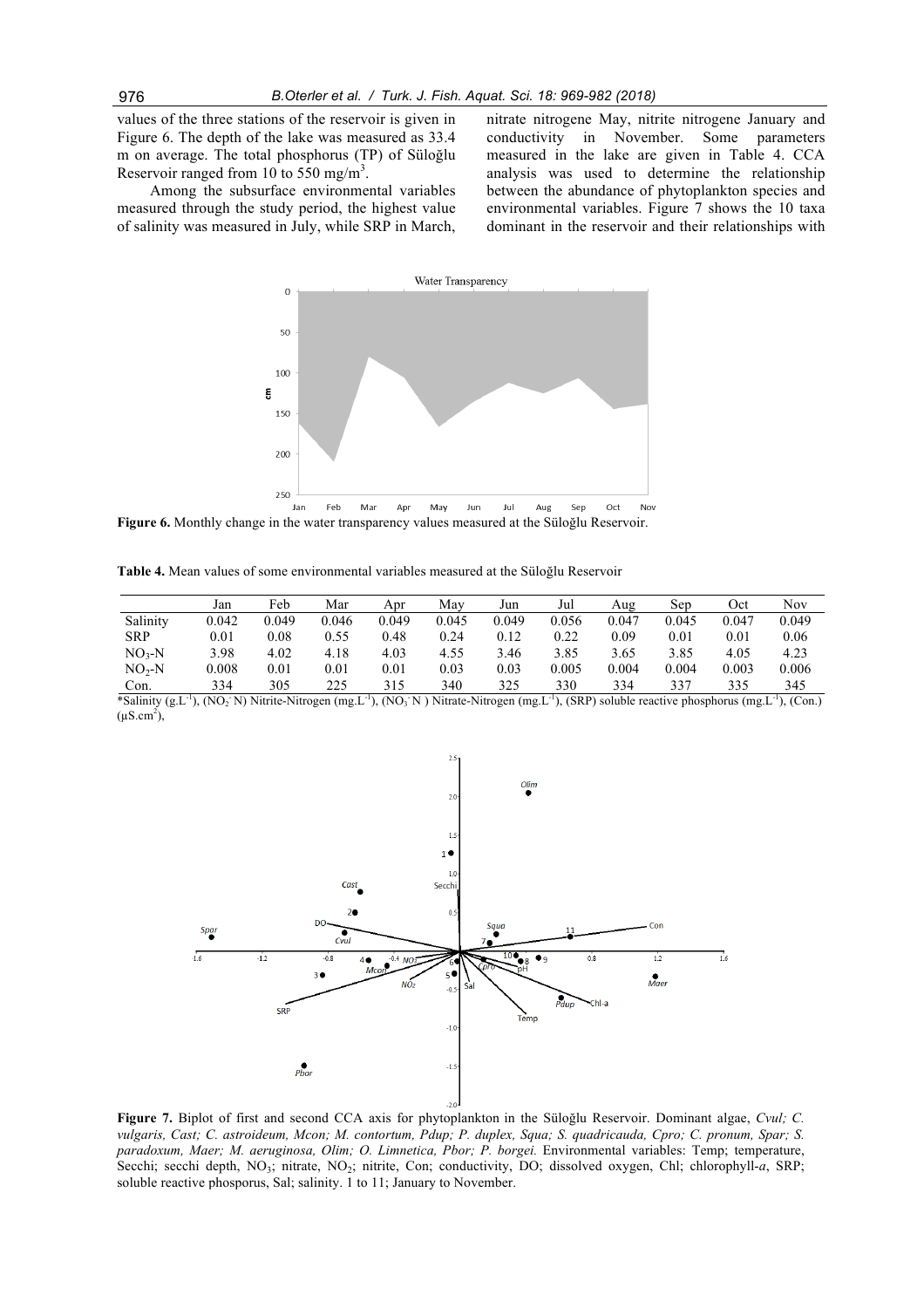values of the three stations of the reservoir is given in Figure 6. The depth of the lake was measured as 33.4 m on average. The total phosphorus (TP) of Süloğlu Reservoir ranged from 10 to 550 mg/m$^3$.

Among the subsurface environmental variables measured through the study period, the highest value of salinity was measured in July, while SRP in March, nitrate nitrogene May, nitrite nitrogene January and conductivity in November. Some parameters measured in the lake are given in Table 4. CCA analysis was used to determine the relationship between the abundance of phytoplankton species and environmental variables. Figure 7 shows the 10 taxa dominant in the reservoir and their relationships with

**Figure 6.** Monthly change in the water transparency values measured at the Süloğlu Reservoir.

**Table 4.** Mean values of some environmental variables measured at the Süloğlu Reservoir

| | Jan | Feb | Mar | Apr | May | Jun | Jul | Aug | Sep | Oct | Nov |
|---|---|---|---|---|---|---|---|---|---|---|---|
| Salinity | 0.042 | 0.049 | 0.046 | 0.049 | 0.045 | 0.049 | 0.056 | 0.047 | 0.045 | 0.047 | 0.049 |
| SRP | 0.01 | 0.08 | 0.55 | 0.48 | 0.24 | 0.12 | 0.22 | 0.09 | 0.01 | 0.01 | 0.06 |
| $NO_3$-N | 3.98 | 4.02 | 4.18 | 4.03 | 4.55 | 3.46 | 3.85 | 3.65 | 3.85 | 4.05 | 4.23 |
| $NO_2$-N | 0.008 | 0.01 | 0.01 | 0.01 | 0.03 | 0.03 | 0.005 | 0.004 | 0.004 | 0.003 | 0.006 |
| Con. | 334 | 305 | 225 | 315 | 340 | 325 | 330 | 334 | 337 | 335 | 345 |

*Salinity (g.L$^{-1}$), ($NO_2^-$N) Nitrite-Nitrogen (mg.L$^{-1}$), ($NO_3^-$N ) Nitrate-Nitrogen (mg.L$^{-1}$), (SRP) soluble reactive phosphorus (mg.L$^{-1}$), (Con.) (µS.cm$^2$),

**Figure 7.** Biplot of first and second CCA axis for phytoplankton in the Süloğlu Reservoir. Dominant algae, *Cvul; C. vulgaris, Cast; C. astroideum, Mcon; M. contortum, Pdup; P. duplex, Squa; S. quadricauda, Cpro; C. pronum, Spar; S. paradoxum, Maer; M. aeruginosa, Olim; O. Limnetica, Pbor; P. borgei.* Environmental variables: Temp; temperature, Secchi; secchi depth, $NO_3$; nitrate, $NO_2$; nitrite, Con; conductivity, DO; dissolved oxygen, Chl; chlorophyll-*a*, SRP; soluble reactive phosphorus, Sal; salinity. 1 to 11; January to November.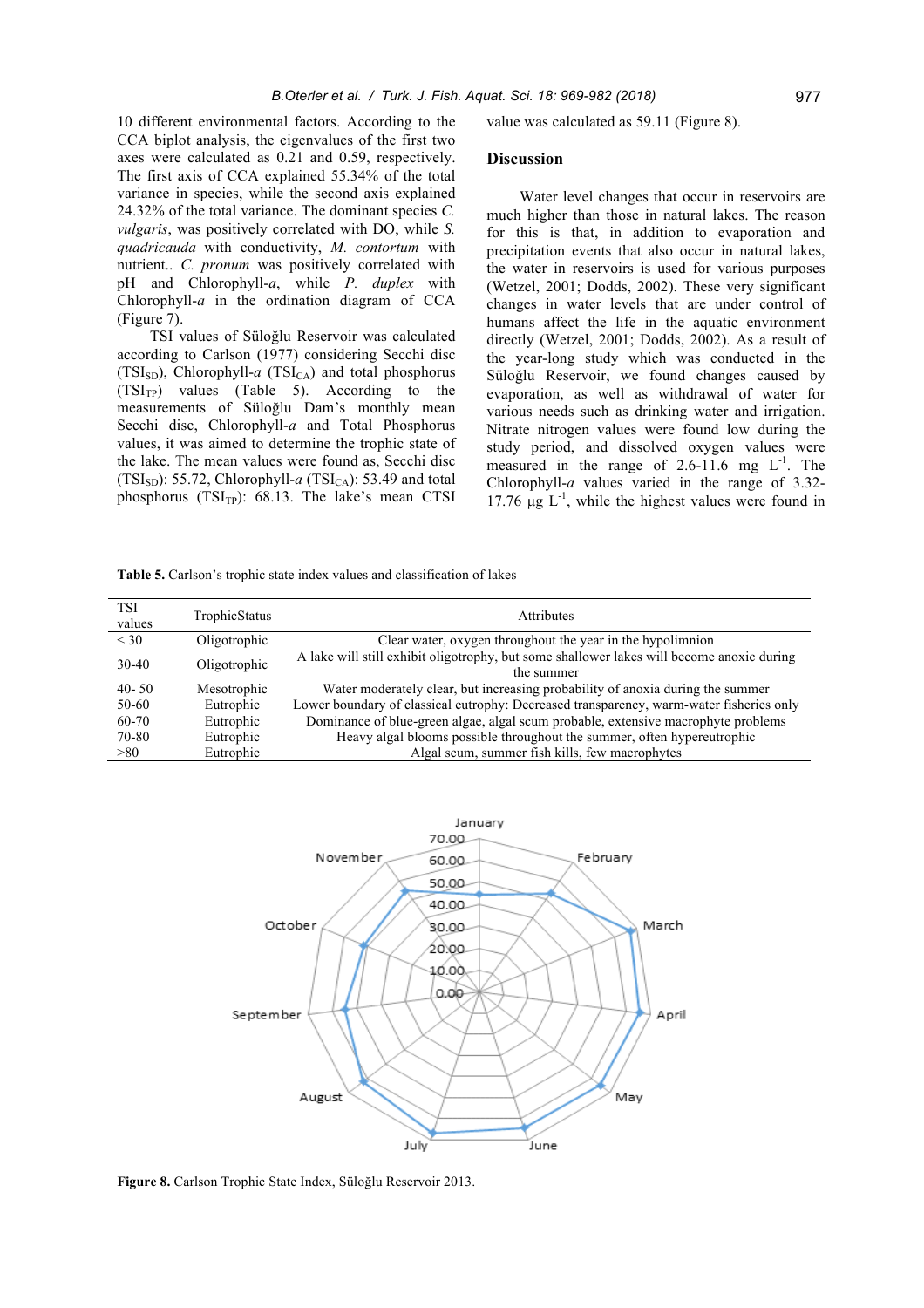10 different environmental factors. According to the CCA biplot analysis, the eigenvalues of the first two axes were calculated as 0.21 and 0.59, respectively. The first axis of CCA explained 55.34% of the total variance in species, while the second axis explained 24.32% of the total variance. The dominant species *C. vulgaris*, was positively correlated with DO, while *S. quadricauda* with conductivity, *M. contortum* with nutrient.. *C. pronum* was positively correlated with pH and Chlorophyll-*a*, while *P. duplex* with Chlorophyll-*a* in the ordination diagram of CCA (Figure 7).

TSI values of Süloğlu Reservoir was calculated according to Carlson (1977) considering Secchi disc ($TSI_{SD}$), Chlorophyll-*a* ($TSI_{CA}$) and total phosphorus ($TSI_{TP}$) values (Table 5). According to the measurements of Süloğlu Dam's monthly mean Secchi disc, Chlorophyll-*a* and Total Phosphorus values, it was aimed to determine the trophic state of the lake. The mean values were found as, Secchi disc ($TSI_{SD}$): 55.72, Chlorophyll-*a* ($TSI_{CA}$): 53.49 and total phosphorus ($TSI_{TP}$): 68.13. The lake's mean CTSI value was calculated as 59.11 (Figure 8).

## Discussion

Water level changes that occur in reservoirs are much higher than those in natural lakes. The reason for this is that, in addition to evaporation and precipitation events that also occur in natural lakes, the water in reservoirs is used for various purposes (Wetzel, 2001; Dodds, 2002). These very significant changes in water levels that are under control of humans affect the life in the aquatic environment directly (Wetzel, 2001; Dodds, 2002). As a result of the year-long study which was conducted in the Süloğlu Reservoir, we found changes caused by evaporation, as well as withdrawal of water for various needs such as drinking water and irrigation. Nitrate nitrogen values were found low during the study period, and dissolved oxygen values were measured in the range of 2.6-11.6 mg $L^{-1}$. The Chlorophyll-*a* values varied in the range of 3.32-17.76 µg $L^{-1}$, while the highest values were found in

**Table 5.** Carlson's trophic state index values and classification of lakes

| TSI values | TrophicStatus | Attributes |
|---|---|---|
| < 30 | Oligotrophic | Clear water, oxygen throughout the year in the hypolimnion |
| 30-40 | Oligotrophic | A lake will still exhibit oligotrophy, but some shallower lakes will become anoxic during the summer |
| 40- 50 | Mesotrophic | Water moderately clear, but increasing probability of anoxia during the summer |
| 50-60 | Eutrophic | Lower boundary of classical eutrophy: Decreased transparency, warm-water fisheries only |
| 60-70 | Eutrophic | Dominance of blue-green algae, algal scum probable, extensive macrophyte problems |
| 70-80 | Eutrophic | Heavy algal blooms possible throughout the summer, often hypereutrophic |
| >80 | Eutrophic | Algal scum, summer fish kills, few macrophytes |

**Figure 8.** Carlson Trophic State Index, Süloğlu Reservoir 2013.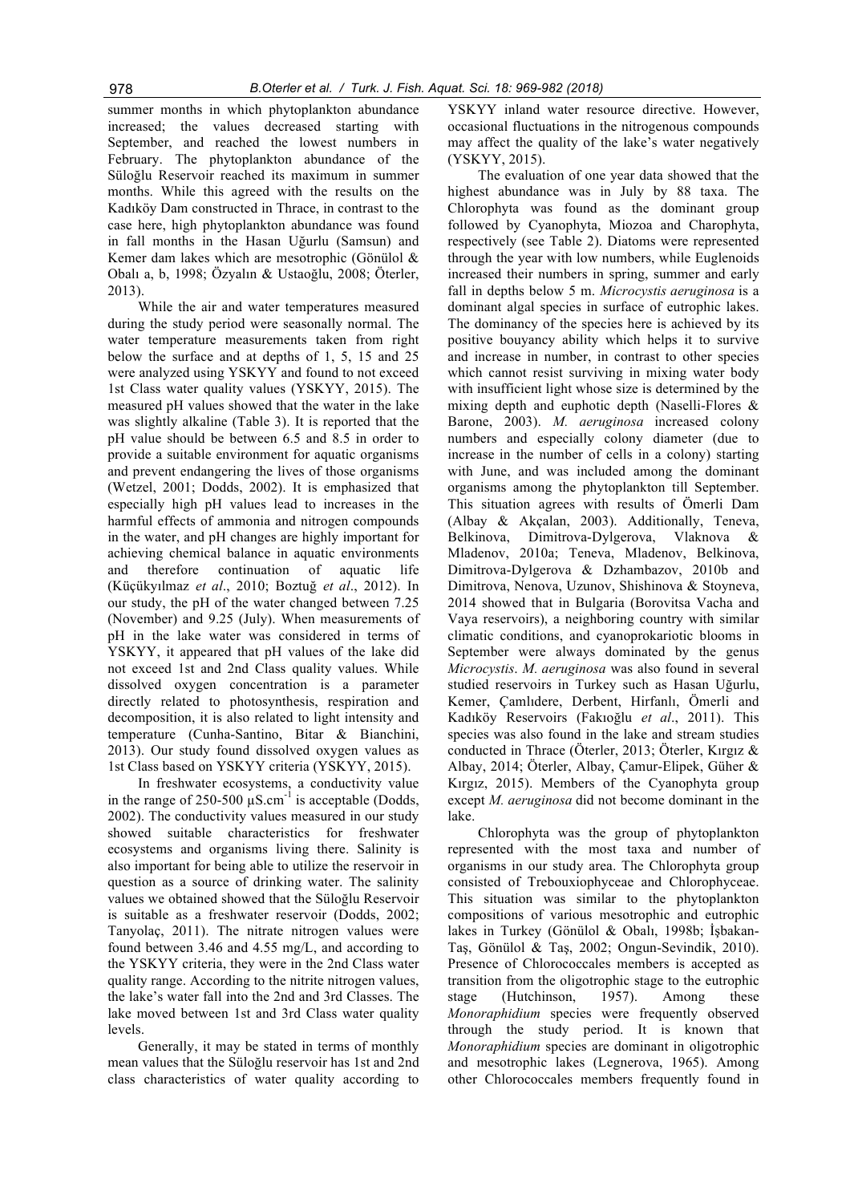summer months in which phytoplankton abundance increased; the values decreased starting with September, and reached the lowest numbers in February. The phytoplankton abundance of the Süloğlu Reservoir reached its maximum in summer months. While this agreed with the results on the Kadıköy Dam constructed in Thrace, in contrast to the case here, high phytoplankton abundance was found in fall months in the Hasan Uğurlu (Samsun) and Kemer dam lakes which are mesotrophic (Gönülol & Obalı a, b, 1998; Özyalın & Ustaoğlu, 2008; Öterler, 2013).

While the air and water temperatures measured during the study period were seasonally normal. The water temperature measurements taken from right below the surface and at depths of 1, 5, 15 and 25 were analyzed using YSKYY and found to not exceed 1st Class water quality values (YSKYY, 2015). The measured pH values showed that the water in the lake was slightly alkaline (Table 3). It is reported that the pH value should be between 6.5 and 8.5 in order to provide a suitable environment for aquatic organisms and prevent endangering the lives of those organisms (Wetzel, 2001; Dodds, 2002). It is emphasized that especially high pH values lead to increases in the harmful effects of ammonia and nitrogen compounds in the water, and pH changes are highly important for achieving chemical balance in aquatic environments and therefore continuation of aquatic life (Küçükyılmaz *et al*., 2010; Boztuğ *et al*., 2012). In our study, the pH of the water changed between 7.25 (November) and 9.25 (July). When measurements of pH in the lake water was considered in terms of YSKYY, it appeared that pH values of the lake did not exceed 1st and 2nd Class quality values. While dissolved oxygen concentration is a parameter directly related to photosynthesis, respiration and decomposition, it is also related to light intensity and temperature (Cunha-Santino, Bitar & Bianchini, 2013). Our study found dissolved oxygen values as 1st Class based on YSKYY criteria (YSKYY, 2015).

In freshwater ecosystems, a conductivity value in the range of 250-500 $\mu S.cm^{-1}$ is acceptable (Dodds, 2002). The conductivity values measured in our study showed suitable characteristics for freshwater ecosystems and organisms living there. Salinity is also important for being able to utilize the reservoir in question as a source of drinking water. The salinity values we obtained showed that the Süloğlu Reservoir is suitable as a freshwater reservoir (Dodds, 2002; Tanyolaç, 2011). The nitrate nitrogen values were found between 3.46 and 4.55 mg/L, and according to the YSKYY criteria, they were in the 2nd Class water quality range. According to the nitrite nitrogen values, the lake's water fall into the 2nd and 3rd Classes. The lake moved between 1st and 3rd Class water quality levels.

Generally, it may be stated in terms of monthly mean values that the Süloğlu reservoir has 1st and 2nd class characteristics of water quality according to YSKYY inland water resource directive. However, occasional fluctuations in the nitrogenous compounds may affect the quality of the lake's water negatively (YSKYY, 2015).

The evaluation of one year data showed that the highest abundance was in July by 88 taxa. The Chlorophyta was found as the dominant group followed by Cyanophyta, Miozoa and Charophyta, respectively (see Table 2). Diatoms were represented through the year with low numbers, while Euglenoids increased their numbers in spring, summer and early fall in depths below 5 m. *Microcystis aeruginosa* is a dominant algal species in surface of eutrophic lakes. The dominancy of the species here is achieved by its positive bouyancy ability which helps it to survive and increase in number, in contrast to other species which cannot resist surviving in mixing water body with insufficient light whose size is determined by the mixing depth and euphotic depth (Naselli-Flores & Barone, 2003). *M. aeruginosa* increased colony numbers and especially colony diameter (due to increase in the number of cells in a colony) starting with June, and was included among the dominant organisms among the phytoplankton till September. This situation agrees with results of Ömerli Dam (Albay & Akçalan, 2003). Additionally, Teneva, Belkinova, Dimitrova-Dylgerova, Vlaknova & Mladenov, 2010a; Teneva, Mladenov, Belkinova, Dimitrova-Dylgerova & Dzhambazov, 2010b and Dimitrova, Nenova, Uzunov, Shishinova & Stoyneva, 2014 showed that in Bulgaria (Borovitsa Vacha and Vaya reservoirs), a neighboring country with similar climatic conditions, and cyanoprokariotic blooms in September were always dominated by the genus *Microcystis*. *M. aeruginosa* was also found in several studied reservoirs in Turkey such as Hasan Uğurlu, Kemer, Çamlıdere, Derbent, Hirfanlı, Ömerli and Kadıköy Reservoirs (Fakıoğlu *et al*., 2011). This species was also found in the lake and stream studies conducted in Thrace (Öterler, 2013; Öterler, Kırgız & Albay, 2014; Öterler, Albay, Çamur-Elipek, Güher & Kırgız, 2015). Members of the Cyanophyta group except *M. aeruginosa* did not become dominant in the lake.

Chlorophyta was the group of phytoplankton represented with the most taxa and number of organisms in our study area. The Chlorophyta group consisted of Trebouxiophyceae and Chlorophyceae. This situation was similar to the phytoplankton compositions of various mesotrophic and eutrophic lakes in Turkey (Gönülol & Obalı, 1998b; İşbakan-Taş, Gönülol & Taş, 2002; Ongun-Sevindik, 2010). Presence of Chlorococcales members is accepted as transition from the oligotrophic stage to the eutrophic stage (Hutchinson, 1957). Among these *Monoraphidium* species were frequently observed through the study period. It is known that *Monoraphidium* species are dominant in oligotrophic and mesotrophic lakes (Legnerova, 1965). Among other Chlorococcales members frequently found in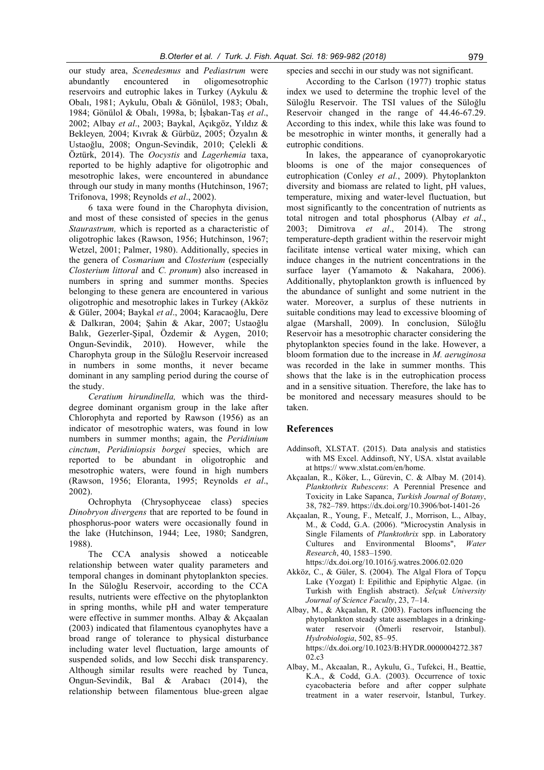our study area, *Scenedesmus* and *Pediastrum* were abundantly encountered in oligomesotrophic reservoirs and eutrophic lakes in Turkey (Aykulu & Obalı, 1981; Aykulu, Obalı & Gönülol, 1983; Obalı, 1984; Gönülol & Obalı, 1998a, b; İşbakan-Taş *et al*., 2002; Albay *et al*., 2003; Baykal, Açıkgöz, Yıldız & Bekleyen, 2004; Kıvrak & Gürbüz, 2005; Özyalın & Ustaoğlu, 2008; Ongun-Sevindik, 2010; Çelekli & Öztürk, 2014). The *Oocystis* and *Lagerhemia* taxa, reported to be highly adaptive for oligotrophic and mesotrophic lakes, were encountered in abundance through our study in many months (Hutchinson, 1967; Trifonova, 1998; Reynolds *et al*., 2002).

6 taxa were found in the Charophyta division, and most of these consisted of species in the genus *Staurastrum,* which is reported as a characteristic of oligotrophic lakes (Rawson, 1956; Hutchinson, 1967; Wetzel, 2001; Palmer, 1980). Additionally, species in the genera of *Cosmarium* and *Closterium* (especially *Closterium littoral* and *C. pronum*) also increased in numbers in spring and summer months. Species belonging to these genera are encountered in various oligotrophic and mesotrophic lakes in Turkey (Akköz & Güler, 2004; Baykal *et al*., 2004; Karacaoğlu, Dere & Dalkıran, 2004; Şahin & Akar, 2007; Ustaoğlu Balık, Gezerler-Şipal, Özdemir & Aygen, 2010; Ongun-Sevindik, 2010). However, while the Charophyta group in the Süloğlu Reservoir increased in numbers in some months, it never became dominant in any sampling period during the course of the study.

*Ceratium hirundinella,* which was the third-degree dominant organism group in the lake after Chlorophyta and reported by Rawson (1956) as an indicator of mesotrophic waters, was found in low numbers in summer months; again, the *Peridinium cinctum*, *Peridiniopsis borgei* species, which are reported to be abundant in oligotrophic and mesotrophic waters, were found in high numbers (Rawson, 1956; Eloranta, 1995; Reynolds *et al*., 2002).

Ochrophyta (Chrysophyceae class) species *Dinobryon divergens* that are reported to be found in phosphorus-poor waters were occasionally found in the lake (Hutchinson, 1944; Lee, 1980; Sandgren, 1988).

The CCA analysis showed a noticeable relationship between water quality parameters and temporal changes in dominant phytoplankton species. In the Süloğlu Reservoir, according to the CCA results, nutrients were effective on the phytoplankton in spring months, while pH and water temperature were effective in summer months. Albay & Akçaalan (2003) indicated that filamentous cyanophytes have a broad range of tolerance to physical disturbance including water level fluctuation, large amounts of suspended solids, and low Secchi disk transparency. Although similar results were reached by Tunca, Ongun-Sevindik, Bal & Arabacı (2014), the relationship between filamentous blue-green algae species and secchi in our study was not significant.

According to the Carlson (1977) trophic status index we used to determine the trophic level of the Süloğlu Reservoir. The TSI values of the Süloğlu Reservoir changed in the range of 44.46-67.29. According to this index, while this lake was found to be mesotrophic in winter months, it generally had a eutrophic conditions.

In lakes, the appearance of cyanoprokaryotic blooms is one of the major consequences of eutrophication (Conley *et al.*, 2009). Phytoplankton diversity and biomass are related to light, pH values, temperature, mixing and water-level fluctuation, but most significantly to the concentration of nutrients as total nitrogen and total phosphorus (Albay *et al*., 2003; Dimitrova *et al*., 2014). The strong temperature-depth gradient within the reservoir might facilitate intense vertical water mixing, which can induce changes in the nutrient concentrations in the surface layer (Yamamoto & Nakahara, 2006). Additionally, phytoplankton growth is influenced by the abundance of sunlight and some nutrient in the water. Moreover, a surplus of these nutrients in suitable conditions may lead to excessive blooming of algae (Marshall, 2009). In conclusion, Süloğlu Reservoir has a mesotrophic character considering the phytoplankton species found in the lake. However, a bloom formation due to the increase in *M. aeruginosa* was recorded in the lake in summer months. This shows that the lake is in the eutrophication process and in a sensitive situation. Therefore, the lake has to be monitored and necessary measures should to be taken.

## References

Addinsoft, XLSTAT. (2015). Data analysis and statistics with MS Excel. Addinsoft, NY, USA. xlstat available at https:// www.xlstat.com/en/home.

Akçaalan, R., Köker, L., Gürevin, C. & Albay M. (2014). *Planktothrix Rubescens*: A Perennial Presence and Toxicity in Lake Sapanca, *Turkish Journal of Botany*, 38, 782–789. https://dx.doi.org/10.3906/bot-1401-26

Akçaalan, R., Young, F., Metcalf, J., Morrison, L., Albay, M., & Codd, G.A. (2006). "Microcystin Analysis in Single Filaments of *Planktothrix* spp. in Laboratory Cultures and Environmental Blooms", *Water Research*, 40, 1583–1590. https://dx.doi.org/10.1016/j.watres.2006.02.020

Akköz, C., & Güler, S. (2004). The Algal Flora of Topçu Lake (Yozgat) I: Epilithic and Epiphytic Algae. (in Turkish with English abstract). *Selçuk University Journal of Science Faculty*, 23, 7–14.

Albay, M., & Akçaalan, R. (2003). Factors influencing the phytoplankton steady state assemblages in a drinking-water reservoir (Ömerli reservoir, Istanbul). *Hydrobiologia*, 502, 85–95. https://dx.doi.org/10.1023/B:HYDR.0000004272.38702.c3

Albay, M., Akcaalan, R., Aykulu, G., Tufekci, H., Beattie, K.A., & Codd, G.A. (2003). Occurrence of toxic cyacobacteria before and after copper sulphate treatment in a water reservoir, İstanbul, Turkey.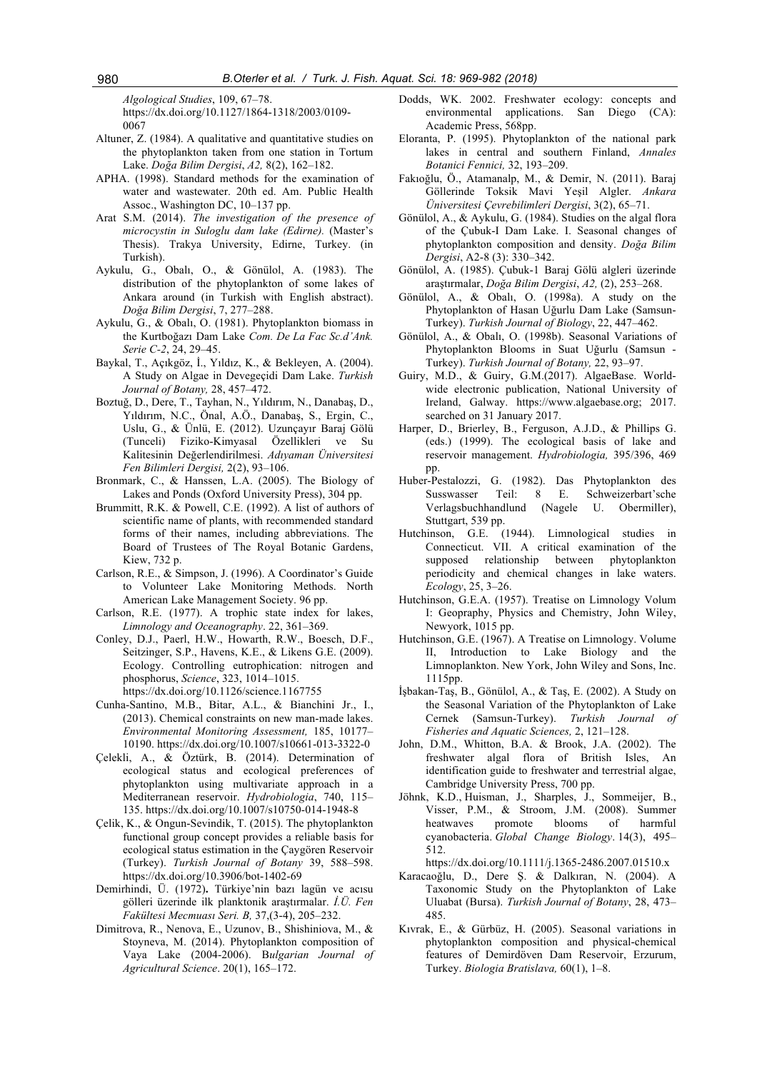*Algological Studies*, 109, 67–78. https://dx.doi.org/10.1127/1864-1318/2003/0109-0067

Altuner, Z. (1984). A qualitative and quantitative studies on the phytoplankton taken from one station in Tortum Lake. *Doğa Bilim Dergisi*, *A2,* 8(2), 162–182.

APHA. (1998). Standard methods for the examination of water and wastewater. 20th ed. Am. Public Health Assoc., Washington DC, 10–137 pp.

Arat S.M. (2014). *The investigation of the presence of microcystin in Suloglu dam lake (Edirne).* (Master's Thesis). Trakya University, Edirne, Turkey. (in Turkish).

Aykulu, G., Obalı, O., & Gönülol, A. (1983). The distribution of the phytoplankton of some lakes of Ankara around (in Turkish with English abstract). *Doğa Bilim Dergisi*, 7, 277–288.

Aykulu, G., & Obalı, O. (1981). Phytoplankton biomass in the Kurtboğazı Dam Lake *Com. De La Fac Sc.d'Ank. Serie C-2*, 24, 29–45.

Baykal, T., Açıkgöz, İ., Yıldız, K., & Bekleyen, A. (2004). A Study on Algae in Devegeçidi Dam Lake. *Turkish Journal of Botany,* 28, 457–472.

Boztuğ, D., Dere, T., Tayhan, N., Yıldırım, N., Danabaş, D., Yıldırım, N.C., Önal, A.Ö., Danabaş, S., Ergin, C., Uslu, G., & Ünlü, E. (2012). Uzunçayır Baraj Gölü (Tunceli) Fiziko-Kimyasal Özellikleri ve Su Kalitesinin Değerlendirilmesi. *Adıyaman Üniversitesi Fen Bilimleri Dergisi,* 2(2), 93–106.

Bronmark, C., & Hanssen, L.A. (2005). The Biology of Lakes and Ponds (Oxford University Press), 304 pp.

Brummitt, R.K. & Powell, C.E. (1992). A list of authors of scientific name of plants, with recommended standard forms of their names, including abbreviations. The Board of Trustees of The Royal Botanic Gardens, Kiew, 732 p.

Carlson, R.E., & Simpson, J. (1996). A Coordinator's Guide to Volunteer Lake Monitoring Methods. North American Lake Management Society. 96 pp.

Carlson, R.E. (1977). A trophic state index for lakes, *Limnology and Oceanography*. 22, 361–369.

Conley, D.J., Paerl, H.W., Howarth, R.W., Boesch, D.F., Seitzinger, S.P., Havens, K.E., & Likens G.E. (2009). Ecology. Controlling eutrophication: nitrogen and phosphorus, *Science*, 323, 1014–1015. https://dx.doi.org/10.1126/science.1167755

Cunha-Santino, M.B., Bitar, A.L., & Bianchini Jr., I., (2013). Chemical constraints on new man-made lakes. *Environmental Monitoring Assessment,* 185, 10177–10190. https://dx.doi.org/10.1007/s10661-013-3322-0

Çelekli, A., & Öztürk, B. (2014). Determination of ecological status and ecological preferences of phytoplankton using multivariate approach in a Mediterranean reservoir. *Hydrobiologia*, 740, 115–135. https://dx.doi.org/10.1007/s10750-014-1948-8

Çelik, K., & Ongun-Sevindik, T. (2015). The phytoplankton functional group concept provides a reliable basis for ecological status estimation in the Çaygören Reservoir (Turkey). *Turkish Journal of Botany* 39, 588–598. https://dx.doi.org/10.3906/bot-1402-69

Demirhindi, Ü. (1972)**.** Türkiye'nin bazı lagün ve acısu gölleri üzerinde ilk planktonik araştırmalar. *İ.Ü. Fen Fakültesi Mecmuası Seri. B,* 37,(3-4), 205–232.

Dimitrova, R., Nenova, E., Uzunov, B., Shishiniova, M., & Stoyneva, M. (2014). Phytoplankton composition of Vaya Lake (2004-2006). B*ulgarian Journal of Agricultural Science*. 20(1), 165–172.

Dodds, WK. 2002. Freshwater ecology: concepts and environmental applications. San Diego (CA): Academic Press, 568pp.

Eloranta, P. (1995). Phytoplankton of the national park lakes in central and southern Finland, *Annales Botanici Fennici,* 32, 193–209.

Fakıoğlu, Ö., Atamanalp, M., & Demir, N. (2011). Baraj Göllerinde Toksik Mavi Yeşil Algler. *Ankara Üniversitesi Çevrebilimleri Dergisi*, 3(2), 65–71.

Gönülol, A., & Aykulu, G. (1984). Studies on the algal flora of the Çubuk-I Dam Lake. I. Seasonal changes of phytoplankton composition and density. *Doğa Bilim Dergisi*, A2-8 (3): 330–342.

Gönülol, A. (1985). Çubuk-1 Baraj Gölü algleri üzerinde araştırmalar, *Doğa Bilim Dergisi*, *A2,* (2), 253–268.

Gönülol, A., & Obalı, O. (1998a). A study on the Phytoplankton of Hasan Uğurlu Dam Lake (Samsun-Turkey). *Turkish Journal of Biology*, 22, 447–462.

Gönülol, A., & Obalı, O. (1998b). Seasonal Variations of Phytoplankton Blooms in Suat Uğurlu (Samsun - Turkey). *Turkish Journal of Botany,* 22, 93–97.

Guiry, M.D., & Guiry, G.M.(2017). AlgaeBase. World-wide electronic publication, National University of Ireland, Galway. https://www.algaebase.org; 2017. searched on 31 January 2017.

Harper, D., Brierley, B., Ferguson, A.J.D., & Phillips G. (eds.) (1999). The ecological basis of lake and reservoir management. *Hydrobiologia,* 395/396, 469 pp.

Huber-Pestalozzi, G. (1982). Das Phytoplankton des Susswasser Teil: 8 E. Schweizerbart'sche Verlagsbuchhandlund (Nagele U. Obermiller), Stuttgart, 539 pp.

Hutchinson, G.E. (1944). Limnological studies in Connecticut. VII. A critical examination of the supposed relationship between phytoplankton periodicity and chemical changes in lake waters. *Ecology*, 25, 3–26.

Hutchinson, G.E.A. (1957). Treatise on Limnology Volum I: Geopraphy, Physics and Chemistry, John Wiley, Newyork, 1015 pp.

Hutchinson, G.E. (1967). A Treatise on Limnology. Volume II, Introduction to Lake Biology and the Limnoplankton. New York, John Wiley and Sons, Inc. 1115pp.

İşbakan-Taş, B., Gönülol, A., & Taş, E. (2002). A Study on the Seasonal Variation of the Phytoplankton of Lake Cernek (Samsun-Turkey). *Turkish Journal of Fisheries and Aquatic Sciences,* 2, 121–128.

John, D.M., Whitton, B.A. & Brook, J.A. (2002). The freshwater algal flora of British Isles, An identification guide to freshwater and terrestrial algae, Cambridge University Press, 700 pp.

Jöhnk, K.D., Huisman, J., Sharples, J., Sommeijer, B., Visser, P.M., & Stroom, J.M. (2008). Summer heatwaves promote blooms of harmful cyanobacteria. *Global Change Biology*. 14(3), 495–512. https://dx.doi.org/10.1111/j.1365-2486.2007.01510.x

Karacaoğlu, D., Dere Ş. & Dalkıran, N. (2004). A Taxonomic Study on the Phytoplankton of Lake Uluabat (Bursa). *Turkish Journal of Botany*, 28, 473–485.

Kıvrak, E., & Gürbüz, H. (2005). Seasonal variations in phytoplankton composition and physical-chemical features of Demirdöven Dam Reservoir, Erzurum, Turkey. *Biologia Bratislava,* 60(1), 1–8.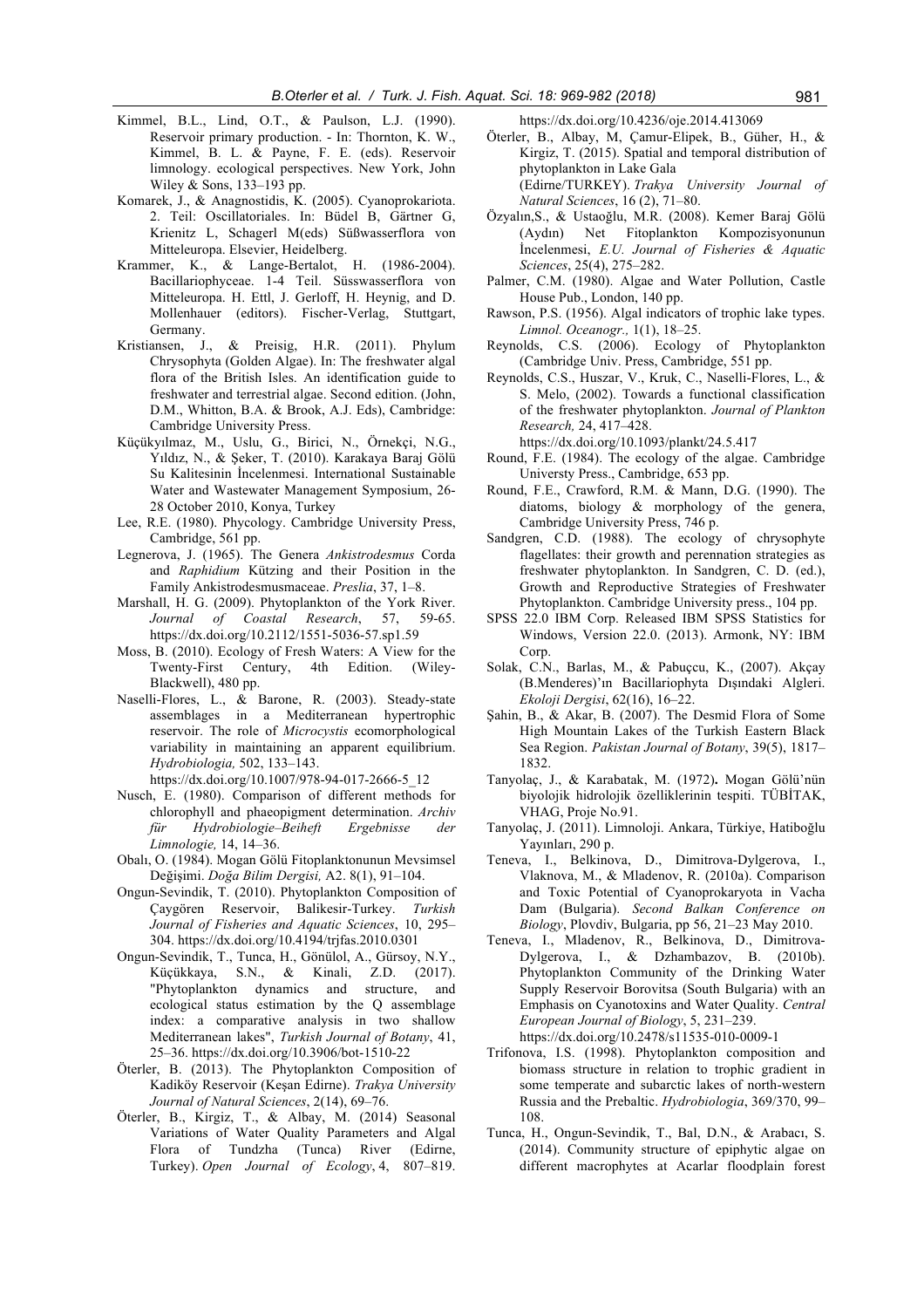Kimmel, B.L., Lind, O.T., & Paulson, L.J. (1990). Reservoir primary production. - In: Thornton, K. W., Kimmel, B. L. & Payne, F. E. (eds). Reservoir limnology. ecological perspectives. New York, John Wiley & Sons, 133–193 pp.

Komarek, J., & Anagnostidis, K. (2005). Cyanoprokariota. 2. Teil: Oscillatoriales. In: Büdel B, Gärtner G, Krienitz L, Schagerl M(eds) Süßwasserflora von Mitteleuropa. Elsevier, Heidelberg.

Krammer, K., & Lange-Bertalot, H. (1986-2004). Bacillariophyceae. 1-4 Teil. Süsswasserflora von Mitteleuropa. H. Ettl, J. Gerloff, H. Heynig, and D. Mollenhauer (editors). Fischer-Verlag, Stuttgart, Germany.

Kristiansen, J., & Preisig, H.R. (2011). Phylum Chrysophyta (Golden Algae). In: The freshwater algal flora of the British Isles. An identification guide to freshwater and terrestrial algae. Second edition. (John, D.M., Whitton, B.A. & Brook, A.J. Eds), Cambridge: Cambridge University Press.

Küçükyılmaz, M., Uslu, G., Birici, N., Örnekçi, N.G., Yıldız, N., & Şeker, T. (2010). Karakaya Baraj Gölü Su Kalitesinin İncelenmesi. International Sustainable Water and Wastewater Management Symposium, 26-28 October 2010, Konya, Turkey

Lee, R.E. (1980). Phycology. Cambridge University Press, Cambridge, 561 pp.

Legnerova, J. (1965). The Genera *Ankistrodesmus* Corda and *Raphidium* Kützing and their Position in the Family Ankistrodesmusmaceae. *Preslia*, 37, 1–8.

Marshall, H. G. (2009). Phytoplankton of the York River. *Journal of Coastal Research*, 57, 59-65. https://dx.doi.org/10.2112/1551-5036-57.sp1.59

Moss, B. (2010). Ecology of Fresh Waters: A View for the Twenty-First Century, 4th Edition. (Wiley-Blackwell), 480 pp.

Naselli-Flores, L., & Barone, R. (2003). Steady-state assemblages in a Mediterranean hypertrophic reservoir. The role of *Microcystis* ecomorphological variability in maintaining an apparent equilibrium. *Hydrobiologia,* 502, 133–143. https://dx.doi.org/10.1007/978-94-017-2666-5_12

Nusch, E. (1980). Comparison of different methods for chlorophyll and phaeopigment determination. *Archiv für Hydrobiologie–Beiheft Ergebnisse der Limnologie,* 14, 14–36.

Obalı, O. (1984). Mogan Gölü Fitoplanktonunun Mevsimsel Değişimi. *Doğa Bilim Dergisi,* A2. 8(1), 91–104.

Ongun-Sevindik, T. (2010). Phytoplankton Composition of Çaygören Reservoir, Balikesir-Turkey. *Turkish Journal of Fisheries and Aquatic Sciences*, 10, 295–304. https://dx.doi.org/10.4194/trjfas.2010.0301

Ongun-Sevindik, T., Tunca, H., Gönülol, A., Gürsoy, N.Y., Küçükkaya, S.N., & Kinali, Z.D. (2017). "Phytoplankton dynamics and structure, and ecological status estimation by the Q assemblage index: a comparative analysis in two shallow Mediterranean lakes", *Turkish Journal of Botany*, 41, 25–36. https://dx.doi.org/10.3906/bot-1510-22

Öterler, B. (2013). The Phytoplankton Composition of Kadiköy Reservoir (Keşan Edirne). *Trakya University Journal of Natural Sciences*, 2(14), 69–76.

Öterler, B., Kirgiz, T., & Albay, M. (2014) Seasonal Variations of Water Quality Parameters and Algal Flora of Tundzha (Tunca) River (Edirne, Turkey). *Open Journal of Ecology*, 4, 807–819. https://dx.doi.org/10.4236/oje.2014.413069

Öterler, B., Albay, M, Çamur-Elipek, B., Güher, H., & Kirgiz, T. (2015). Spatial and temporal distribution of phytoplankton in Lake Gala (Edirne/TURKEY). *Trakya University Journal of Natural Sciences*, 16 (2), 71–80.

Özyalın,S., & Ustaoğlu, M.R. (2008). Kemer Baraj Gölü (Aydın) Net Fitoplankton Kompozisyonunun İncelenmesi, *E.U. Journal of Fisheries & Aquatic Sciences*, 25(4), 275–282.

Palmer, C.M. (1980). Algae and Water Pollution, Castle House Pub., London, 140 pp.

Rawson, P.S. (1956). Algal indicators of trophic lake types. *Limnol. Oceanogr.,* 1(1), 18–25.

Reynolds, C.S. (2006). Ecology of Phytoplankton (Cambridge Univ. Press, Cambridge, 551 pp.

Reynolds, C.S., Huszar, V., Kruk, C., Naselli-Flores, L., & S. Melo, (2002). Towards a functional classification of the freshwater phytoplankton. *Journal of Plankton Research,* 24, 417–428. https://dx.doi.org/10.1093/plankt/24.5.417

Round, F.E. (1984). The ecology of the algae. Cambridge Universty Press., Cambridge, 653 pp.

Round, F.E., Crawford, R.M. & Mann, D.G. (1990). The diatoms, biology & morphology of the genera, Cambridge University Press, 746 p.

Sandgren, C.D. (1988). The ecology of chrysophyte flagellates: their growth and perennation strategies as freshwater phytoplankton. In Sandgren, C. D. (ed.), Growth and Reproductive Strategies of Freshwater Phytoplankton. Cambridge University press., 104 pp.

SPSS 22.0 IBM Corp. Released IBM SPSS Statistics for Windows, Version 22.0. (2013). Armonk, NY: IBM Corp.

Solak, C.N., Barlas, M., & Pabuçcu, K., (2007). Akçay (B.Menderes)'ın Bacillariophyta Dışındaki Algleri. *Ekoloji Dergisi*, 62(16), 16–22.

Şahin, B., & Akar, B. (2007). The Desmid Flora of Some High Mountain Lakes of the Turkish Eastern Black Sea Region. *Pakistan Journal of Botany*, 39(5), 1817–1832.

Tanyolaç, J., & Karabatak, M. (1972)**.** Mogan Gölü'nün biyolojik hidrolojik özelliklerinin tespiti. TÜBİTAK, VHAG, Proje No.91.

Tanyolaç, J. (2011). Limnoloji. Ankara, Türkiye, Hatiboğlu Yayınları, 290 p.

Teneva, I., Belkinova, D., Dimitrova-Dylgerova, I., Vlaknova, M., & Mladenov, R. (2010a). Comparison and Toxic Potential of Cyanoprokaryota in Vacha Dam (Bulgaria). *Second Balkan Conference on Biology*, Plovdiv, Bulgaria, pp 56, 21–23 May 2010.

Teneva, I., Mladenov, R., Belkinova, D., Dimitrova-Dylgerova, I., & Dzhambazov, B. (2010b). Phytoplankton Community of the Drinking Water Supply Reservoir Borovitsa (South Bulgaria) with an Emphasis on Cyanotoxins and Water Quality. *Central European Journal of Biology*, 5, 231–239. https://dx.doi.org/10.2478/s11535-010-0009-1

Trifonova, I.S. (1998). Phytoplankton composition and biomass structure in relation to trophic gradient in some temperate and subarctic lakes of north-western Russia and the Prebaltic. *Hydrobiologia*, 369/370, 99–108.

Tunca, H., Ongun-Sevindik, T., Bal, D.N., & Arabacı, S. (2014). Community structure of epiphytic algae on different macrophytes at Acarlar floodplain forest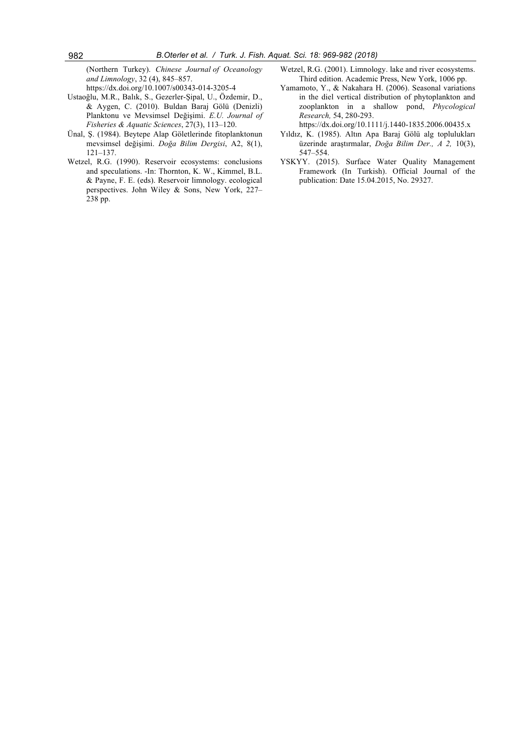(Northern Turkey). *Chinese Journal of Oceanology and Limnology*, 32 (4), 845–857. https://dx.doi.org/10.1007/s00343-014-3205-4

Ustaoğlu, M.R., Balık, S., Gezerler-Şipal, U., Özdemir, D., & Aygen, C. (2010). Buldan Baraj Gölü (Denizli) Planktonu ve Mevsimsel Değişimi. *E.U. Journal of Fisheries & Aquatic Sciences*, 27(3), 113–120.

Ünal, Ş. (1984). Beytepe Alap Göletlerinde fitoplanktonun mevsimsel değişimi. *Doğa Bilim Dergisi*, A2, 8(1), 121–137.

Wetzel, R.G. (1990). Reservoir ecosystems: conclusions and speculations. -In: Thornton, K. W., Kimmel, B.L. & Payne, F. E. (eds). Reservoir limnology. ecological perspectives. John Wiley & Sons, New York, 227–238 pp.

Wetzel, R.G. (2001). Limnology. lake and river ecosystems. Third edition. Academic Press, New York, 1006 pp.

Yamamoto, Y., & Nakahara H. (2006). Seasonal variations in the diel vertical distribution of phytoplankton and zooplankton in a shallow pond, *Phycological Research,* 54, 280-293. https://dx.doi.org/10.1111/j.1440-1835.2006.00435.x

Yıldız, K. (1985). Altın Apa Baraj Gölü alg toplulukları üzerinde araştırmalar, *Doğa Bilim Der., A 2,* 10(3), 547–554.

YSKYY. (2015). Surface Water Quality Management Framework (In Turkish). Official Journal of the publication: Date 15.04.2015, No. 29327.